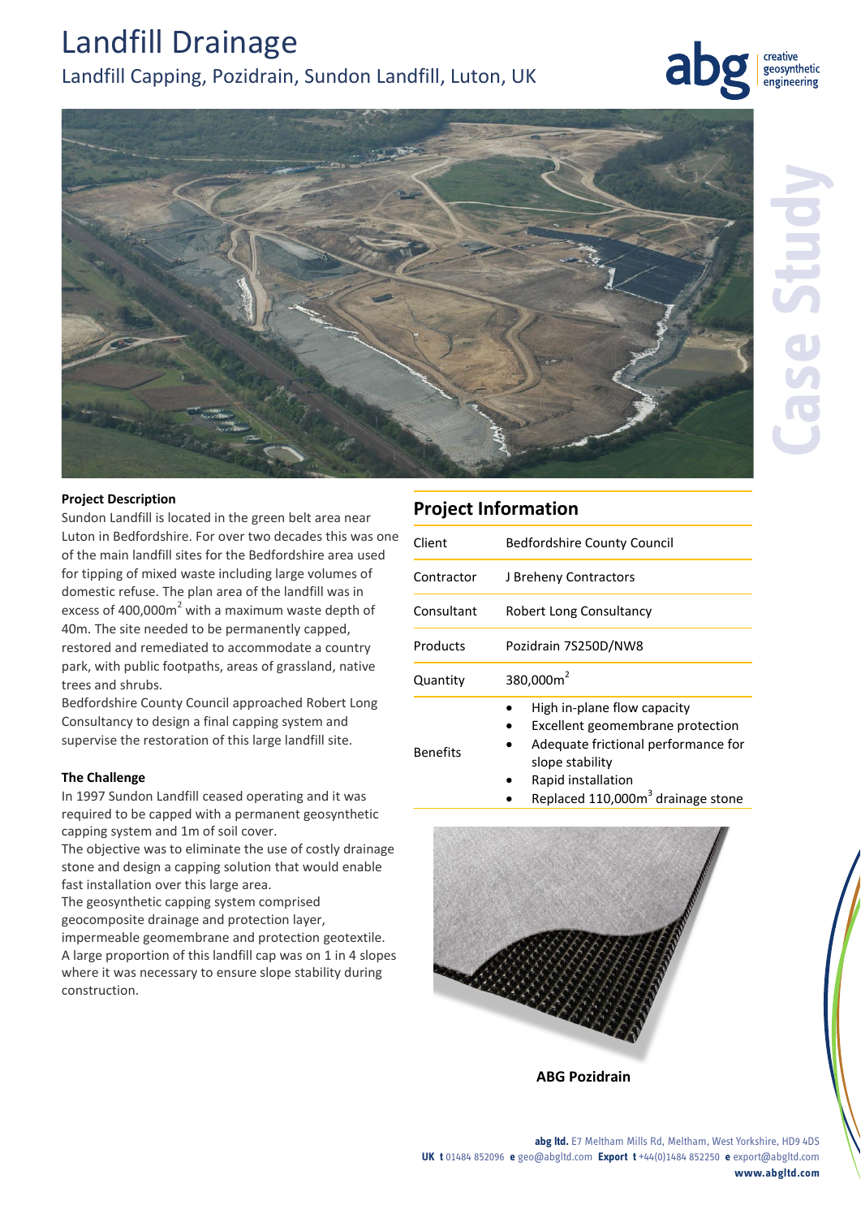# Landfill Drainage

## Landfill Capping, Pozidrain, Sundon Landfill, Luton, UK

Case Study

### Project Description

Sundon Landfill is located in the green belt area near Luton in Bedfordshire. For over two decades this was one of the main landfill sites for the Bedfordshire area used for tipping of mixed waste including large volumes of domestic refuse. The plan area of the landfill was in excess of 400,000m$^2$ with a maximum waste depth of 40m. The site needed to be permanently capped, restored and remediated to accommodate a country park, with public footpaths, areas of grassland, native trees and shrubs.

Bedfordshire County Council approached Robert Long Consultancy to design a final capping system and supervise the restoration of this large landfill site.

### The Challenge

In 1997 Sundon Landfill ceased operating and it was required to be capped with a permanent geosynthetic capping system and 1m of soil cover.

The objective was to eliminate the use of costly drainage stone and design a capping solution that would enable fast installation over this large area.

The geosynthetic capping system comprised geocomposite drainage and protection layer, impermeable geomembrane and protection geotextile.

A large proportion of this landfill cap was on 1 in 4 slopes where it was necessary to ensure slope stability during construction.

## Project Information

| | |
|---|---|
| Client | Bedfordshire County Council |
| Contractor | J Breheny Contractors |
| Consultant | Robert Long Consultancy |
| Products | Pozidrain 7S250D/NW8 |
| Quantity | 380,000m$^2$ |
| Benefits | • High in-plane flow capacity<br>• Excellent geomembrane protection<br>• Adequate frictional performance for slope stability<br>• Rapid installation<br>• Replaced 110,000m$^3$ drainage stone |

**ABG Pozidrain**

**abg ltd.** E7 Meltham Mills Rd, Meltham, West Yorkshire, HD9 4DS
**UK t** 01484 852096 **e** geo@abgltd.com **Export t** +44(0)1484 852250 **e** export@abgltd.com
**www.abgltd.com**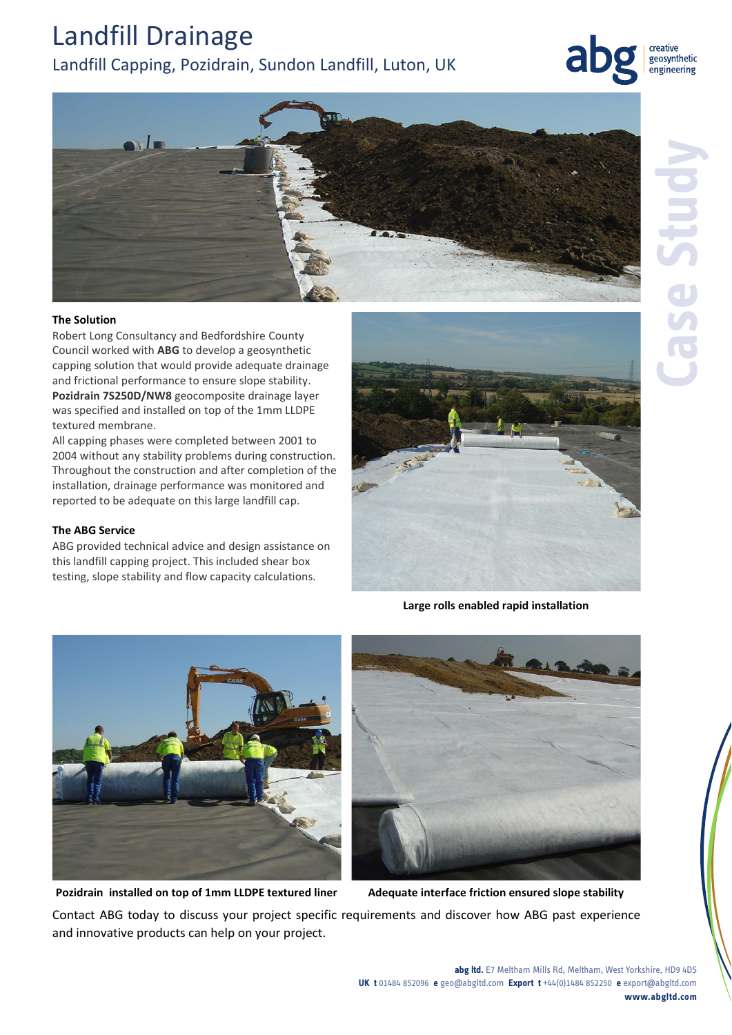# Landfill Drainage

## Landfill Capping, Pozidrain, Sundon Landfill, Luton, UK

### The Solution

Robert Long Consultancy and Bedfordshire County Council worked with **ABG** to develop a geosynthetic capping solution that would provide adequate drainage and frictional performance to ensure slope stability. **Pozidrain 7S250D/NW8** geocomposite drainage layer was specified and installed on top of the 1mm LLDPE textured membrane.

All capping phases were completed between 2001 to 2004 without any stability problems during construction. Throughout the construction and after completion of the installation, drainage performance was monitored and reported to be adequate on this large landfill cap.

### The ABG Service

ABG provided technical advice and design assistance on this landfill capping project. This included shear box testing, slope stability and flow capacity calculations.

**Large rolls enabled rapid installation**

**Pozidrain installed on top of 1mm LLDPE textured liner**

**Adequate interface friction ensured slope stability**

Contact ABG today to discuss your project specific requirements and discover how ABG past experience and innovative products can help on your project.

**abg ltd.** E7 Meltham Mills Rd, Meltham, West Yorkshire, HD9 4DS
**UK** **t** 01484 852096 **e** geo@abgltd.com **Export** **t** +44(0)1484 852250 **e** export@abgltd.com
**www.abgltd.com**